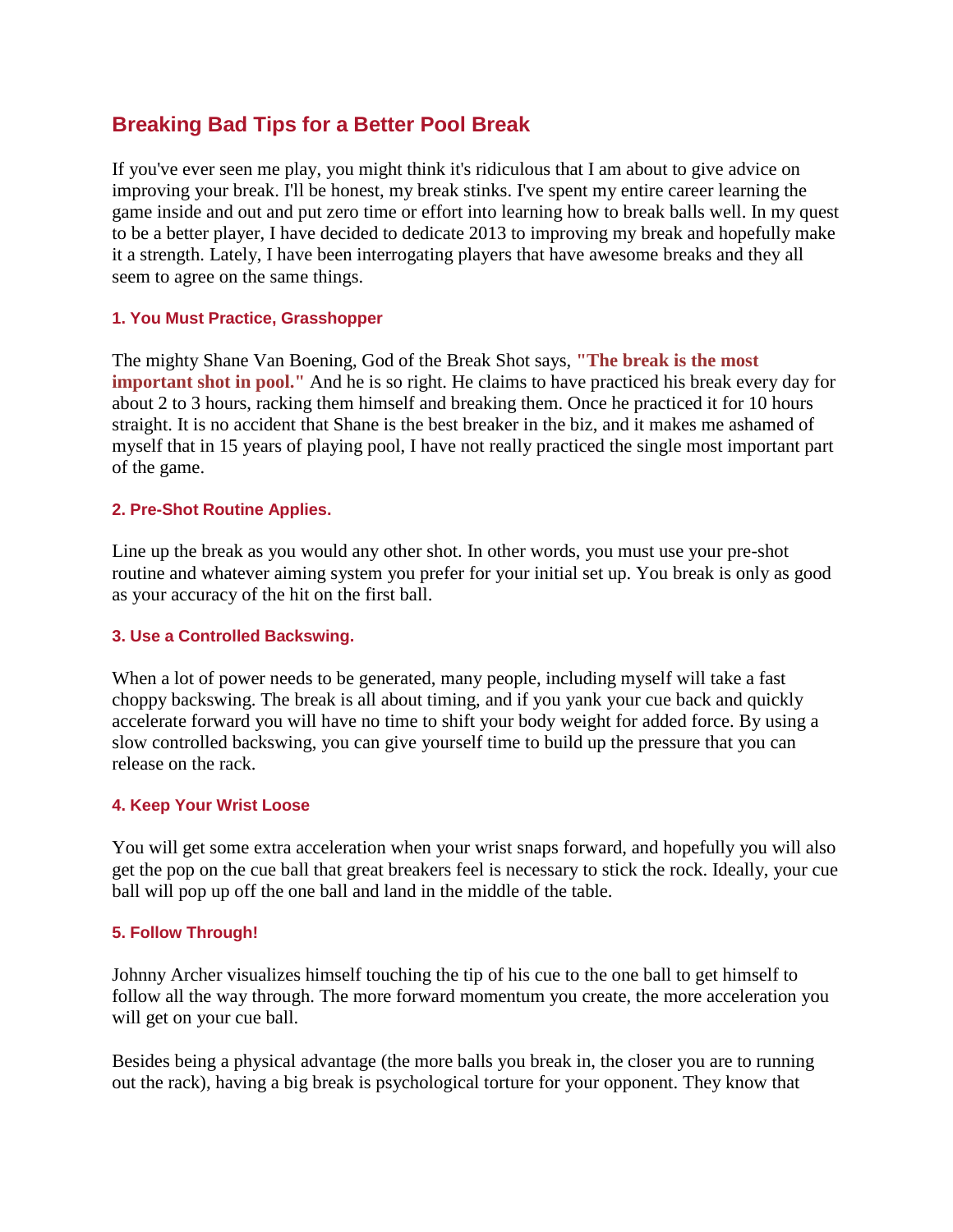# Breaking Bad Tips for a Better Pool Break

If you've ever seen me play, you might think it's ridiculous that I am about to give advice on improving your break. I'll be honest, my break stinks. I've spent my entire career learning the game inside and out and put zero time or effort into learning how to break balls well. In my quest to be a better player, I have decided to dedicate 2013 to improving my break and hopefully make it a strength. Lately, I have been interrogating players that have awesome breaks and they all seem to agree on the same things.

### 1. You Must Practice, Grasshopper

The mighty Shane Van Boening, God of the Break Shot says, **"The break is the most important shot in pool."** And he is so right. He claims to have practiced his break every day for about 2 to 3 hours, racking them himself and breaking them. Once he practiced it for 10 hours straight. It is no accident that Shane is the best breaker in the biz, and it makes me ashamed of myself that in 15 years of playing pool, I have not really practiced the single most important part of the game.

### 2. Pre-Shot Routine Applies.

Line up the break as you would any other shot. In other words, you must use your pre-shot routine and whatever aiming system you prefer for your initial set up. You break is only as good as your accuracy of the hit on the first ball.

### 3. Use a Controlled Backswing.

When a lot of power needs to be generated, many people, including myself will take a fast choppy backswing. The break is all about timing, and if you yank your cue back and quickly accelerate forward you will have no time to shift your body weight for added force. By using a slow controlled backswing, you can give yourself time to build up the pressure that you can release on the rack.

### 4. Keep Your Wrist Loose

You will get some extra acceleration when your wrist snaps forward, and hopefully you will also get the pop on the cue ball that great breakers feel is necessary to stick the rock. Ideally, your cue ball will pop up off the one ball and land in the middle of the table.

### 5. Follow Through!

Johnny Archer visualizes himself touching the tip of his cue to the one ball to get himself to follow all the way through. The more forward momentum you create, the more acceleration you will get on your cue ball.

Besides being a physical advantage (the more balls you break in, the closer you are to running out the rack), having a big break is psychological torture for your opponent. They know that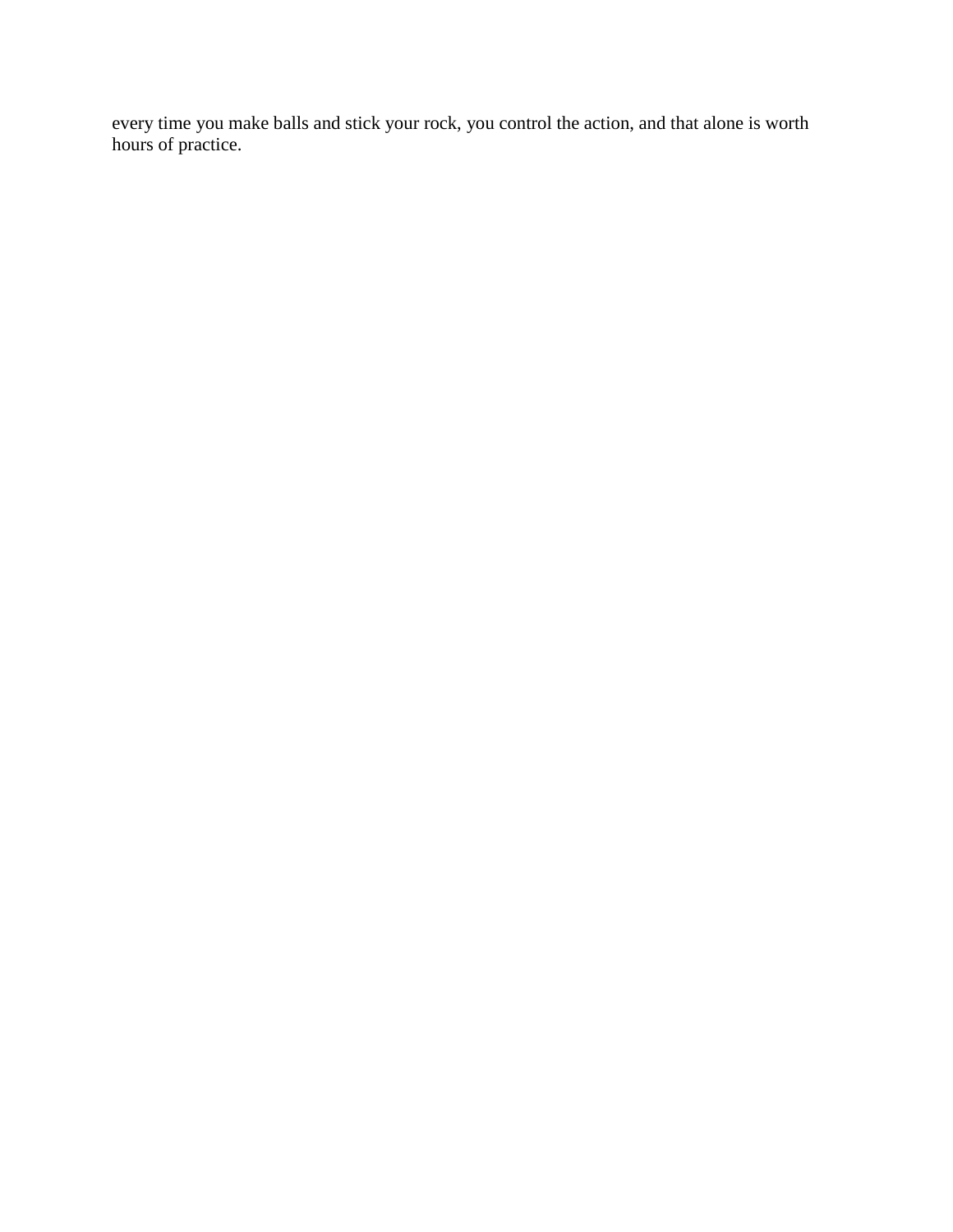every time you make balls and stick your rock, you control the action, and that alone is worth hours of practice.